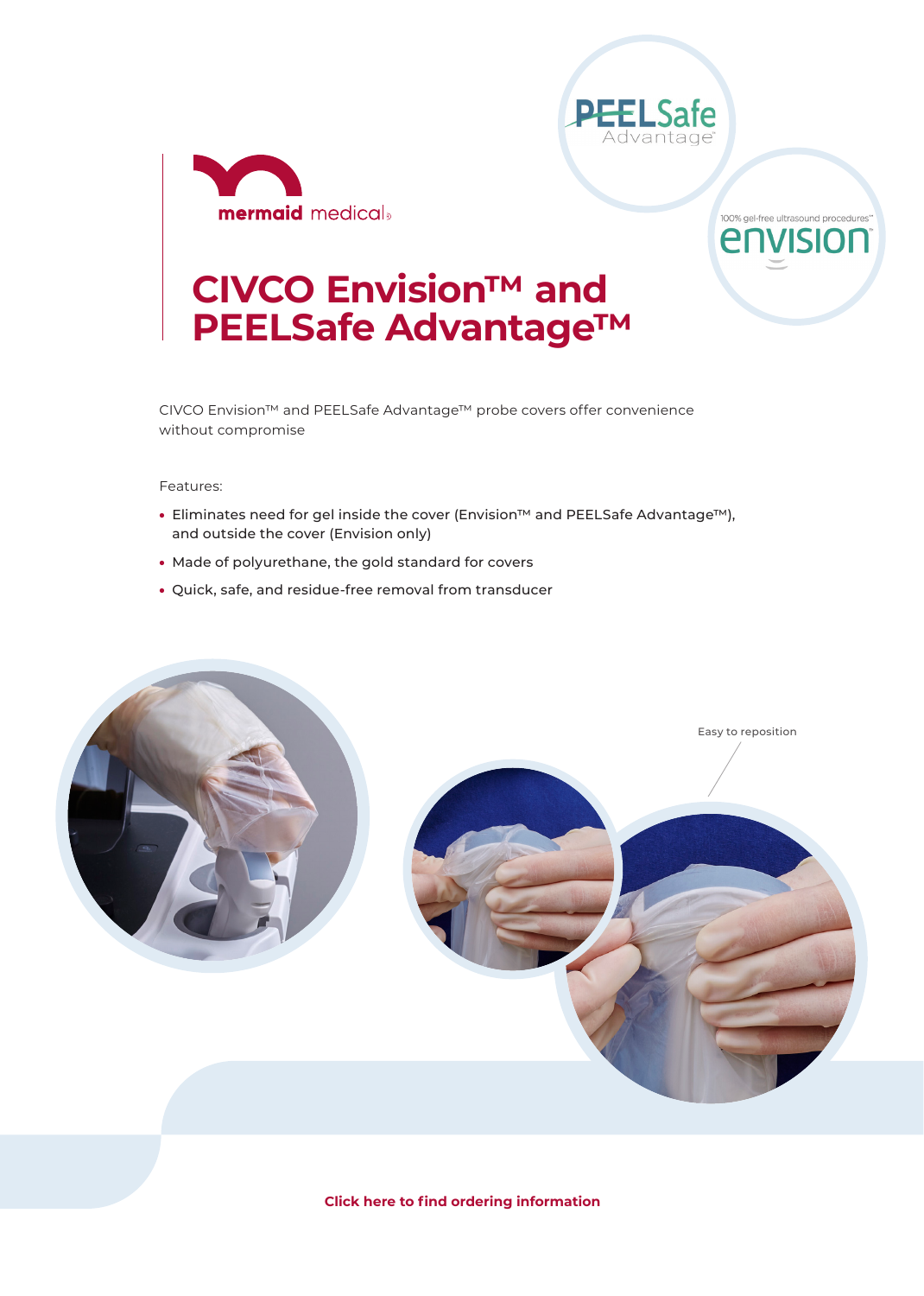# CIVCO Envision™ and PEELSafe Advantage™

CIVCO Envision™ and PEELSafe Advantage™ probe covers offer convenience without compromise

Features:

- Eliminates need for gel inside the cover (Envision™ and PEELSafe Advantage™), and outside the cover (Envision only)
- Made of polyurethane, the gold standard for covers
- Quick, safe, and residue-free removal from transducer

Easy to reposition

**Click here to find ordering information**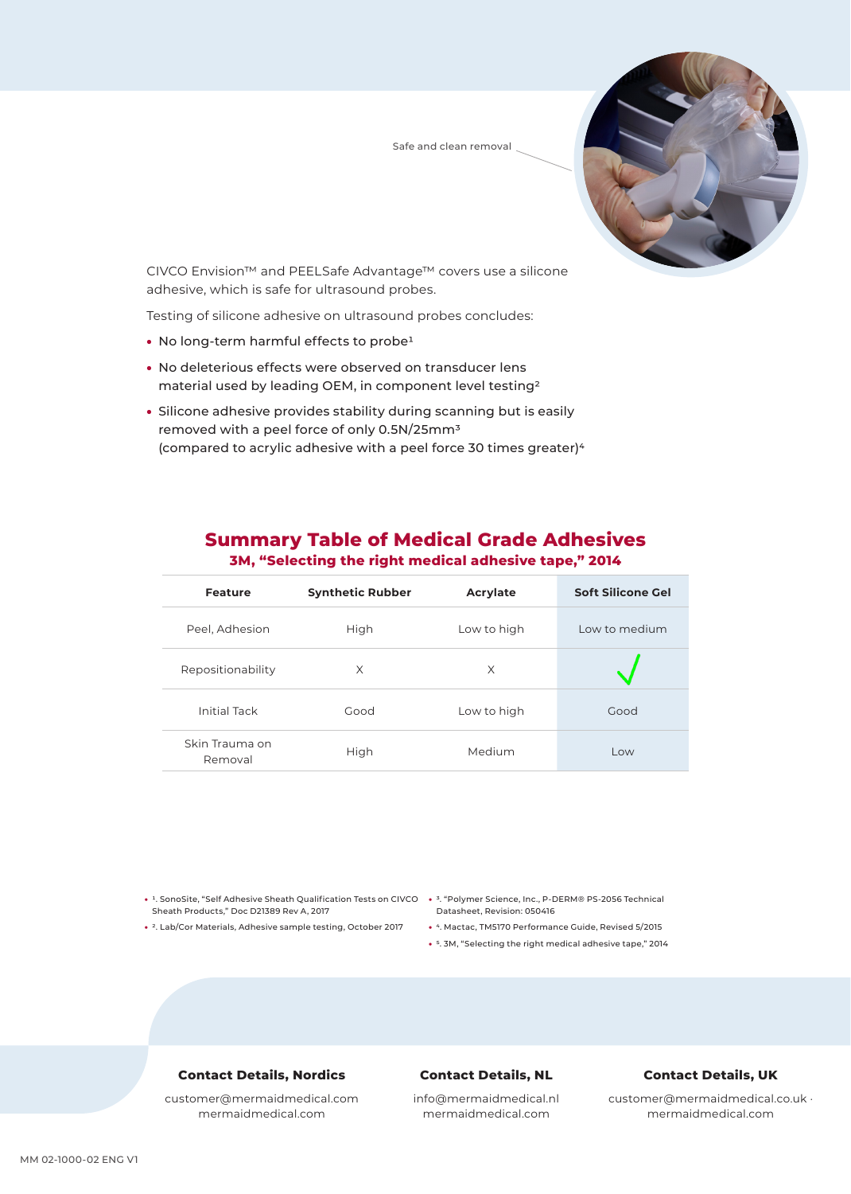Safe and clean removal

CIVCO Envision™ and PEELSafe Advantage™ covers use a silicone adhesive, which is safe for ultrasound probes.

Testing of silicone adhesive on ultrasound probes concludes:

- No long-term harmful effects to probe[1]
- No deleterious effects were observed on transducer lens material used by leading OEM, in component level testing[2]
- Silicone adhesive provides stability during scanning but is easily removed with a peel force of only 0.5N/25mm[3] (compared to acrylic adhesive with a peel force 30 times greater)[4]

## Summary Table of Medical Grade Adhesives

### 3M, "Selecting the right medical adhesive tape," 2014

| Feature | Synthetic Rubber | Acrylate | Soft Silicone Gel |
|---|---|---|---|
| Peel, Adhesion | High | Low to high | Low to medium |
| Repositionability | X | X | ✓ |
| Initial Tack | Good | Low to high | Good |
| Skin Trauma on Removal | High | Medium | Low |

- [1]. SonoSite, "Self Adhesive Sheath Qualification Tests on CIVCO Sheath Products," Doc D21389 Rev A, 2017
- [2]. Lab/Cor Materials, Adhesive sample testing, October 2017
- [3]. "Polymer Science, Inc., P-DERM® PS-2056 Technical Datasheet, Revision: 050416
- [4]. Mactac, TM5170 Performance Guide, Revised 5/2015
- [5]. 3M, "Selecting the right medical adhesive tape," 2014

**Contact Details, Nordics**

customer@mermaidmedical.com
mermaidmedical.com

**Contact Details, NL**

info@mermaidmedical.nl
mermaidmedical.com

**Contact Details, UK**

customer@mermaidmedical.co.uk ·
mermaidmedical.com

MM 02-1000-02 ENG V1